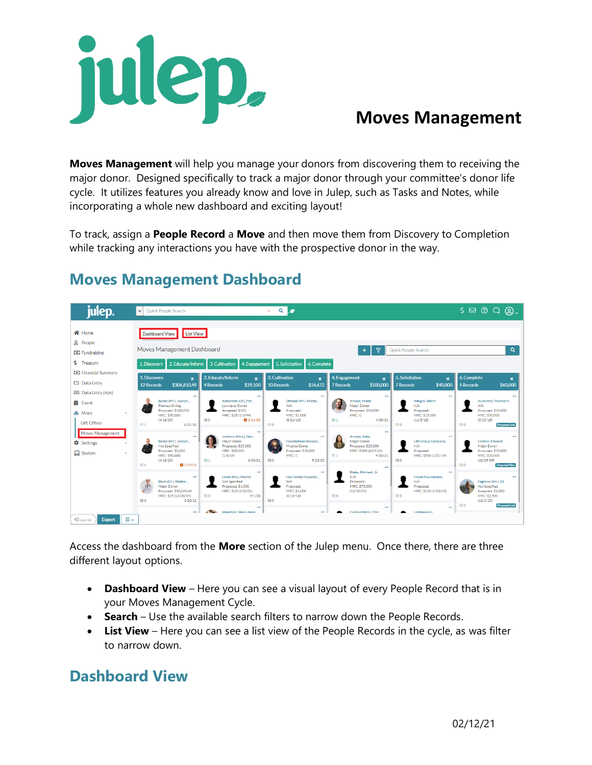# Moves Management

**Moves Management** will help you manage your donors from discovering them to receiving the major donor. Designed specifically to track a major donor through your committee's donor life cycle. It utilizes features you already know and love in Julep, such as Tasks and Notes, while incorporating a whole new dashboard and exciting layout!

To track, assign a **People Record** a **Move** and then move them from Discovery to Completion while tracking any interactions you have with the prospective donor in the way.

## Moves Management Dashboard

Access the dashboard from the **More** section of the Julep menu. Once there, there are three different layout options.

- **Dashboard View** – Here you can see a visual layout of every People Record that is in your Moves Management Cycle.
- **Search** – Use the available search filters to narrow down the People Records.
- **List View** – Here you can see a list view of the People Records in the cycle, as was filter to narrow down.

## Dashboard View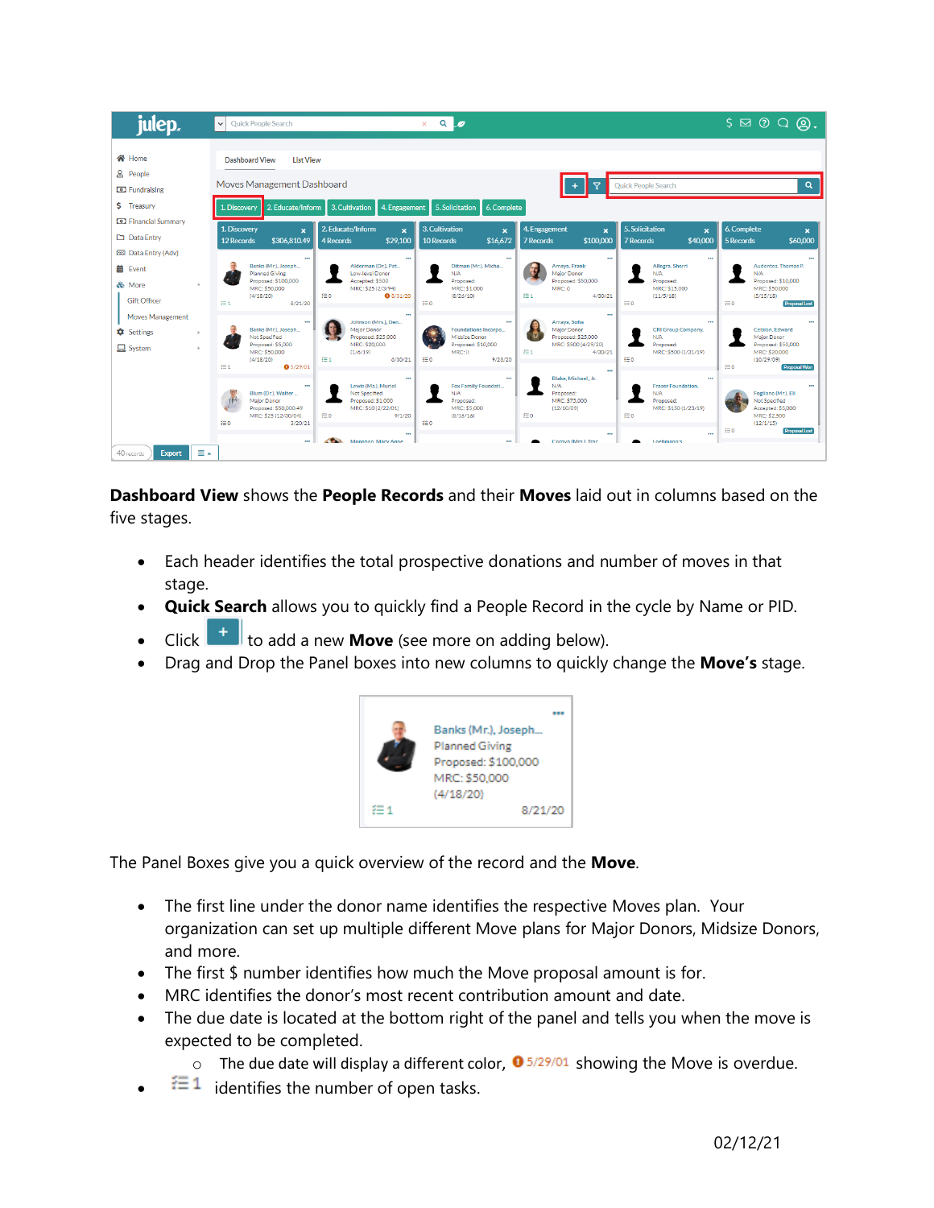**Dashboard View** shows the **People Records** and their **Moves** laid out in columns based on the five stages.

- Each header identifies the total prospective donations and number of moves in that stage.
- **Quick Search** allows you to quickly find a People Record in the cycle by Name or PID.
- Click + to add a new **Move** (see more on adding below).
- Drag and Drop the Panel boxes into new columns to quickly change the **Move's** stage.

The Panel Boxes give you a quick overview of the record and the **Move**.

- The first line under the donor name identifies the respective Moves plan. Your organization can set up multiple different Move plans for Major Donors, Midsize Donors, and more.
- The first $ number identifies how much the Move proposal amount is for.
- MRC identifies the donor's most recent contribution amount and date.
- The due date is located at the bottom right of the panel and tells you when the move is expected to be completed.
    - The due date will display a different color, 5/29/01 showing the Move is overdue.
- 1 identifies the number of open tasks.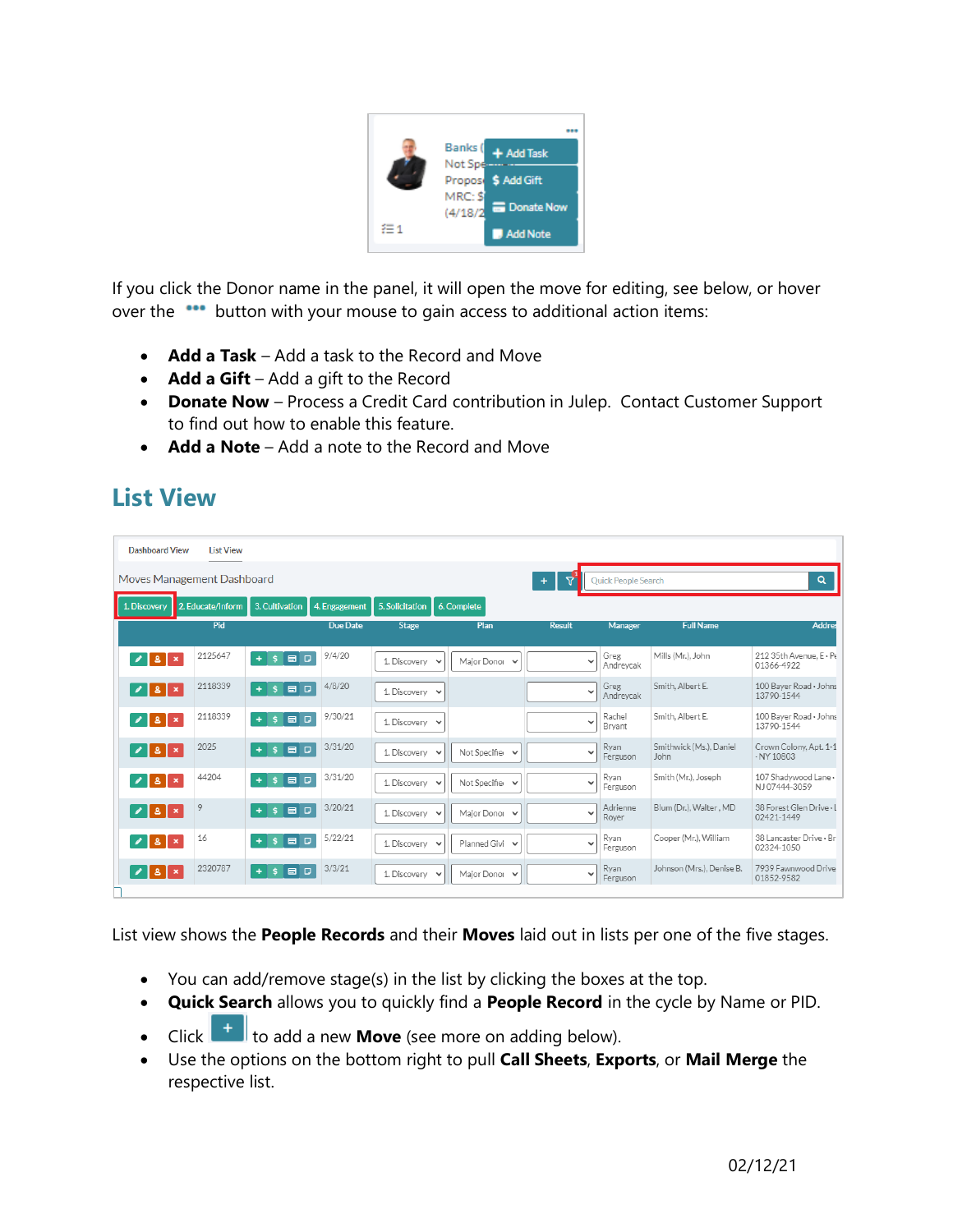If you click the Donor name in the panel, it will open the move for editing, see below, or hover over the ••• button with your mouse to gain access to additional action items:

- **Add a Task** – Add a task to the Record and Move
- **Add a Gift** – Add a gift to the Record
- **Donate Now** – Process a Credit Card contribution in Julep. Contact Customer Support to find out how to enable this feature.
- **Add a Note** – Add a note to the Record and Move

## List View

List view shows the **People Records** and their **Moves** laid out in lists per one of the five stages.

- You can add/remove stage(s) in the list by clicking the boxes at the top.
- **Quick Search** allows you to quickly find a **People Record** in the cycle by Name or PID.
- Click + to add a new **Move** (see more on adding below).
- Use the options on the bottom right to pull **Call Sheets**, **Exports**, or **Mail Merge** the respective list.

02/12/21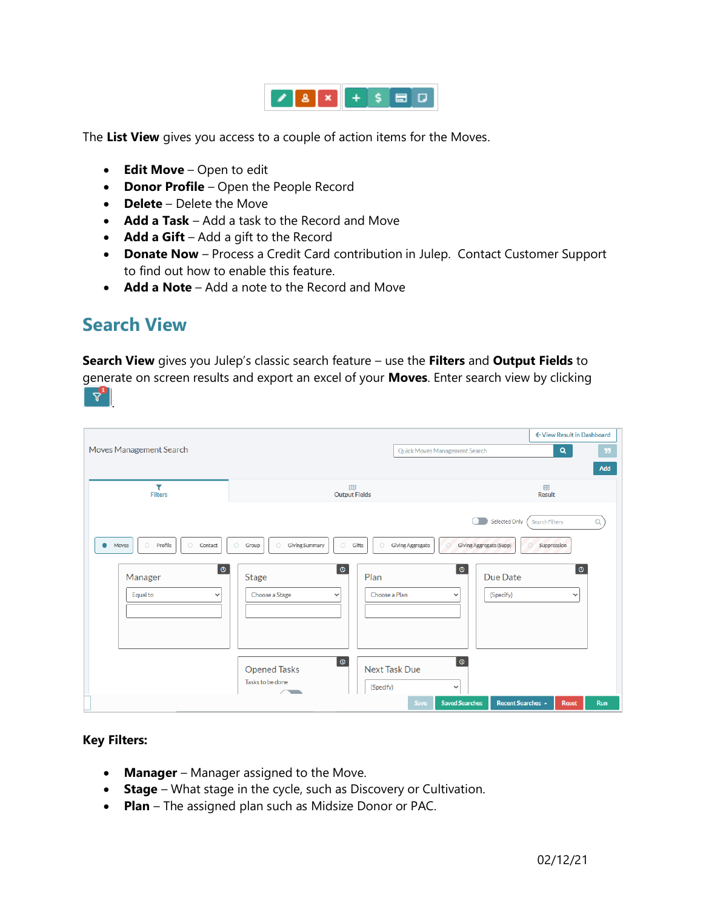The **List View** gives you access to a couple of action items for the Moves.

- **Edit Move** – Open to edit
- **Donor Profile** – Open the People Record
- **Delete** – Delete the Move
- **Add a Task** – Add a task to the Record and Move
- **Add a Gift** – Add a gift to the Record
- **Donate Now** – Process a Credit Card contribution in Julep. Contact Customer Support to find out how to enable this feature.
- **Add a Note** – Add a note to the Record and Move

## Search View

**Search View** gives you Julep's classic search feature – use the **Filters** and **Output Fields** to generate on screen results and export an excel of your **Moves**. Enter search view by clicking .

**Key Filters:**

- **Manager** – Manager assigned to the Move.
- **Stage** – What stage in the cycle, such as Discovery or Cultivation.
- **Plan** – The assigned plan such as Midsize Donor or PAC.

02/12/21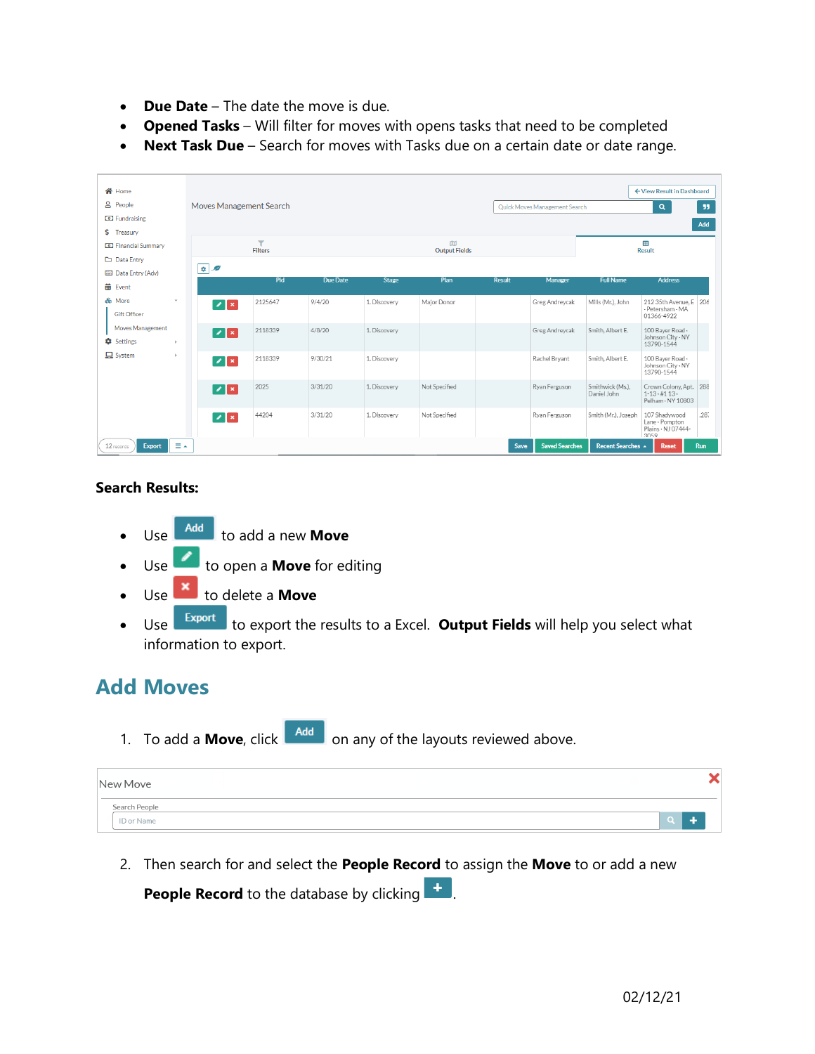- **Due Date** – The date the move is due.
- **Opened Tasks** – Will filter for moves with opens tasks that need to be completed
- **Next Task Due** – Search for moves with Tasks due on a certain date or date range.

**Search Results:**

- Use Add to add a new **Move**
- Use ✎ to open a **Move** for editing
- Use ✖ to delete a **Move**
- Use Export to export the results to a Excel. **Output Fields** will help you select what information to export.

## Add Moves

1. To add a **Move**, click Add on any of the layouts reviewed above.

2. Then search for and select the **People Record** to assign the **Move** to or add a new **People Record** to the database by clicking +.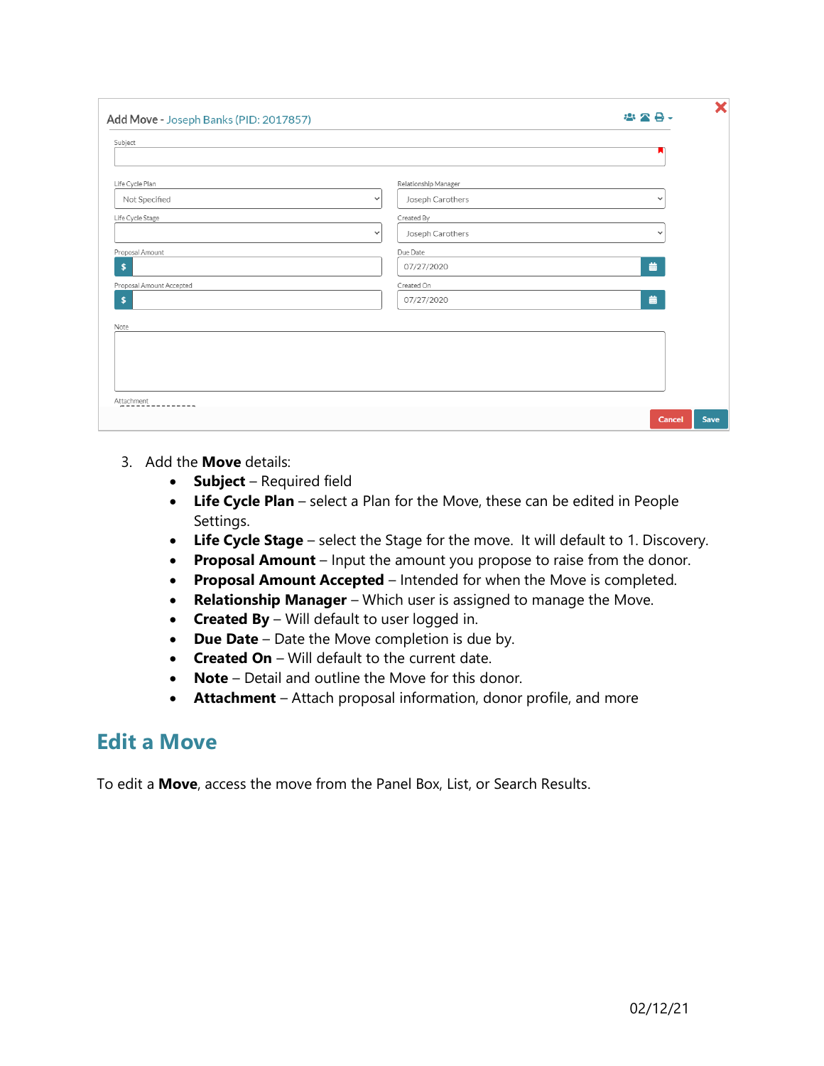3. Add the **Move** details:
    - **Subject** – Required field
    - **Life Cycle Plan** – select a Plan for the Move, these can be edited in People Settings.
    - **Life Cycle Stage** – select the Stage for the move. It will default to 1. Discovery.
    - **Proposal Amount** – Input the amount you propose to raise from the donor.
    - **Proposal Amount Accepted** – Intended for when the Move is completed.
    - **Relationship Manager** – Which user is assigned to manage the Move.
    - **Created By** – Will default to user logged in.
    - **Due Date** – Date the Move completion is due by.
    - **Created On** – Will default to the current date.
    - **Note** – Detail and outline the Move for this donor.
    - **Attachment** – Attach proposal information, donor profile, and more

## Edit a Move

To edit a **Move**, access the move from the Panel Box, List, or Search Results.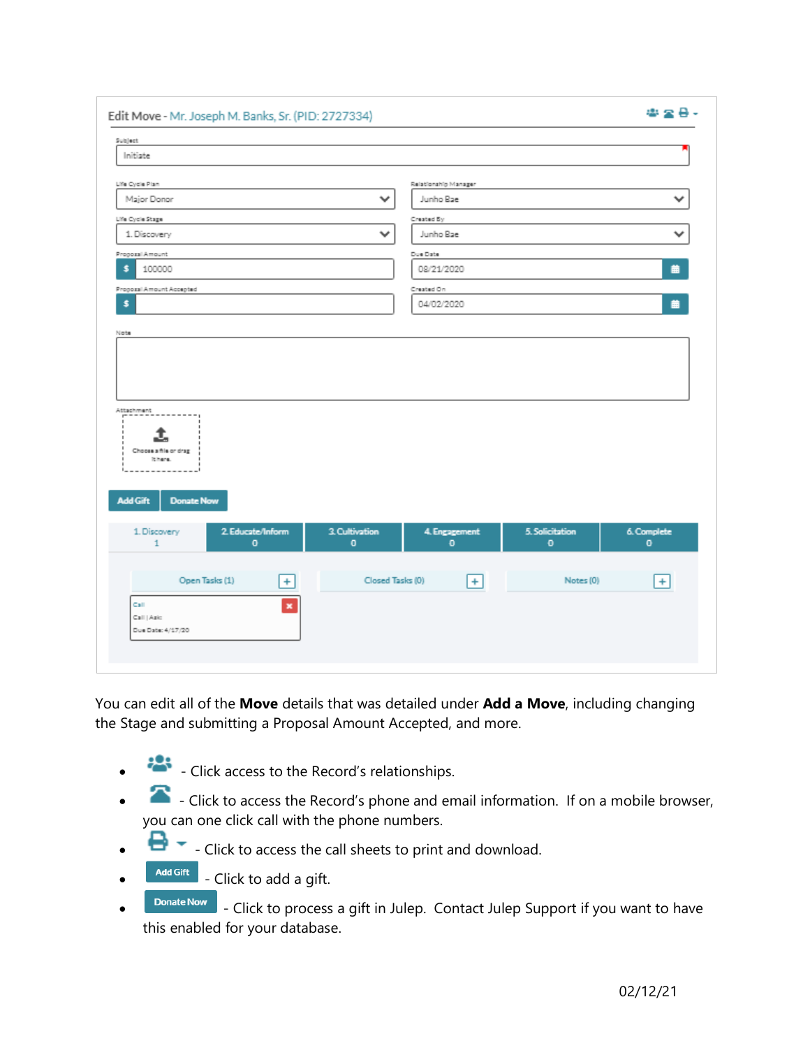You can edit all of the **Move** details that was detailed under **Add a Move**, including changing the Stage and submitting a Proposal Amount Accepted, and more.

- - Click access to the Record's relationships.
- - Click to access the Record's phone and email information. If on a mobile browser, you can one click call with the phone numbers.
- - Click to access the call sheets to print and download.
- Add Gift - Click to add a gift.
- Donate Now - Click to process a gift in Julep. Contact Julep Support if you want to have this enabled for your database.

02/12/21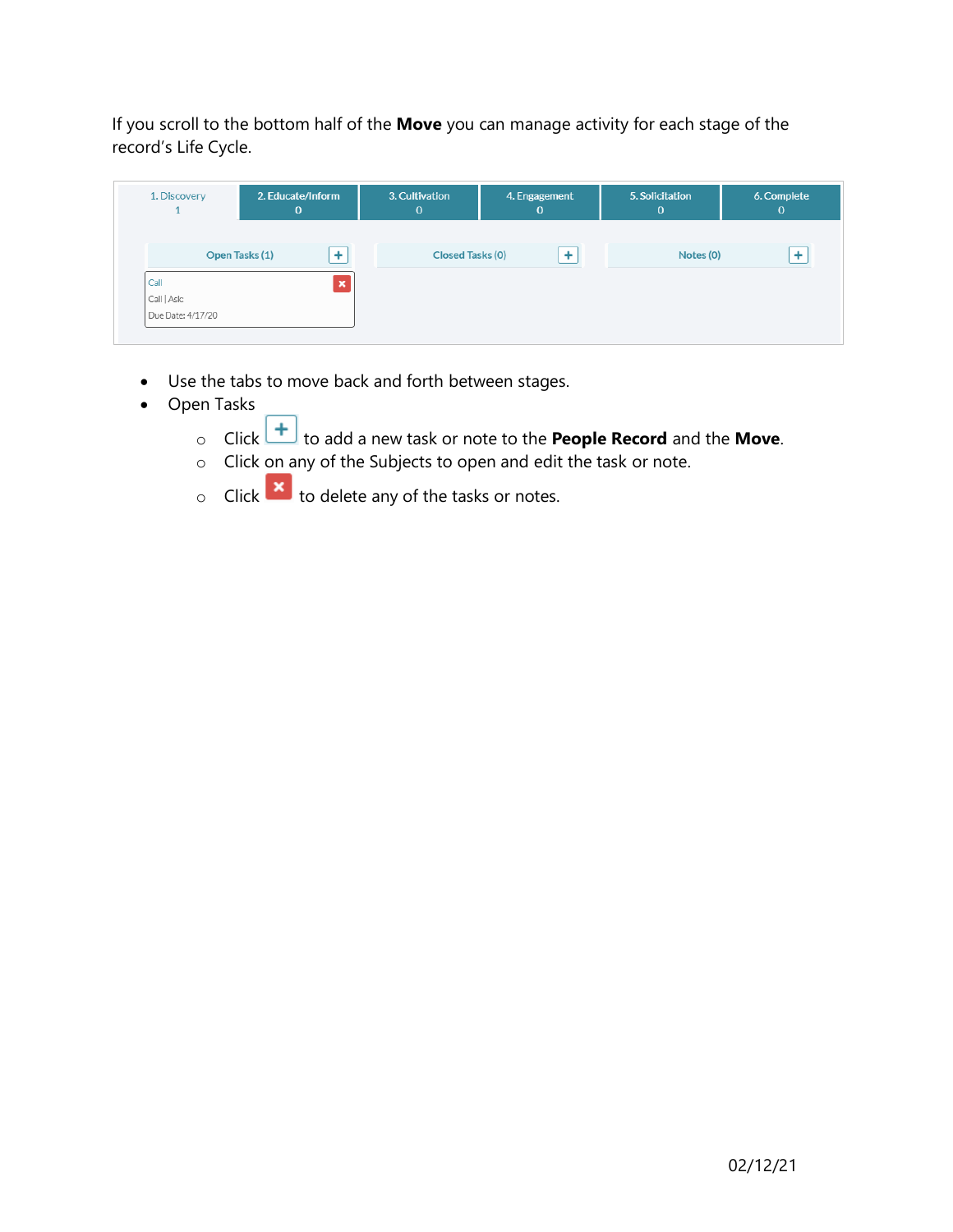If you scroll to the bottom half of the **Move** you can manage activity for each stage of the record's Life Cycle.

1. Discovery
1

2. Educate/Inform
0

3. Cultivation
0

4. Engagement
0

5. Solicitation
0

6. Complete
0

Open Tasks (1) +

Closed Tasks (0) +

Notes (0) +

Call
Call | Ask:
Due Date: 4/17/20

- Use the tabs to move back and forth between stages.
- Open Tasks
  - Click + to add a new task or note to the **People Record** and the **Move**.
  - Click on any of the Subjects to open and edit the task or note.
  - Click ✖ to delete any of the tasks or notes.

02/12/21